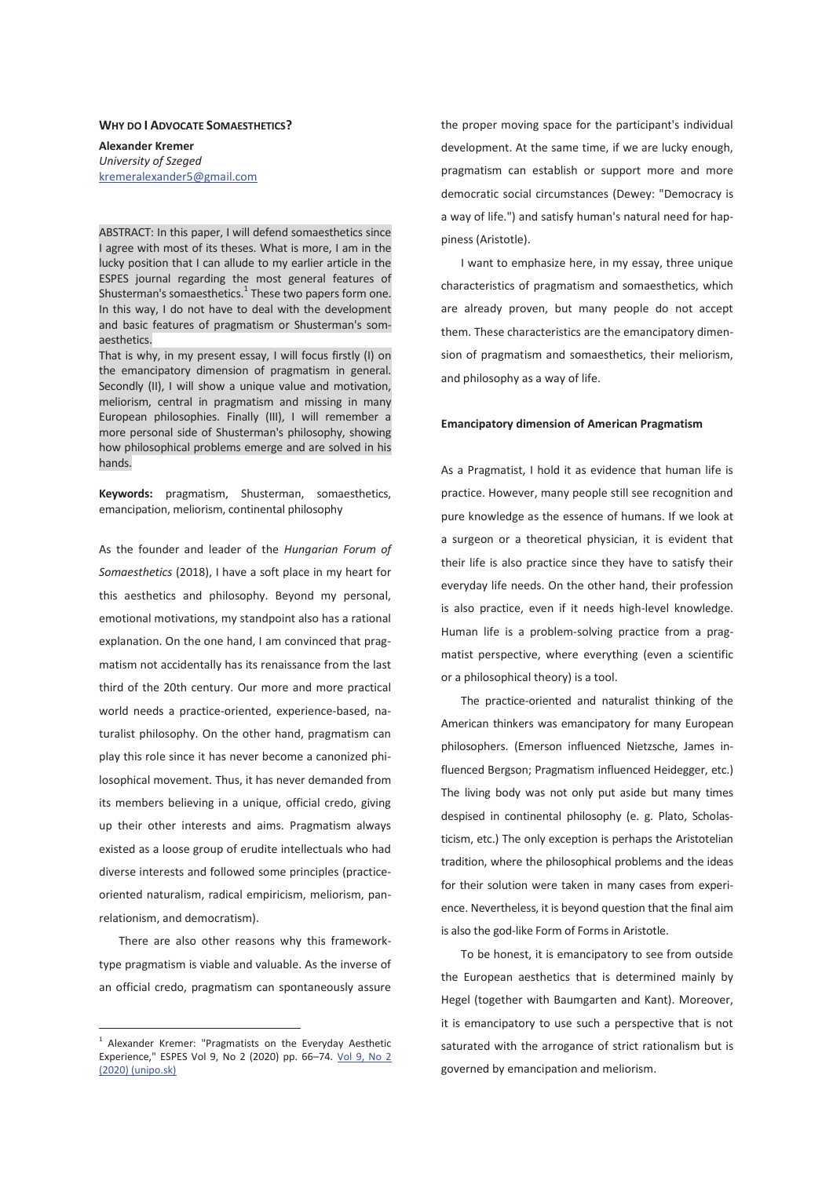## WHY DO I ADVOCATE SOMAESTHETICS?

**Alexander Kremer**
*University of Szeged*
kremeralexander5@gmail.com

ABSTRACT: In this paper, I will defend somaesthetics since I agree with most of its theses. What is more, I am in the lucky position that I can allude to my earlier article in the ESPES journal regarding the most general features of Shusterman's somaesthetics.[1] These two papers form one. In this way, I do not have to deal with the development and basic features of pragmatism or Shusterman's somaesthetics.

That is why, in my present essay, I will focus firstly (I) on the emancipatory dimension of pragmatism in general. Secondly (II), I will show a unique value and motivation, meliorism, central in pragmatism and missing in many European philosophies. Finally (III), I will remember a more personal side of Shusterman's philosophy, showing how philosophical problems emerge and are solved in his hands.

**Keywords:** pragmatism, Shusterman, somaesthetics, emancipation, meliorism, continental philosophy

As the founder and leader of the *Hungarian Forum of Somaesthetics* (2018), I have a soft place in my heart for this aesthetics and philosophy. Beyond my personal, emotional motivations, my standpoint also has a rational explanation. On the one hand, I am convinced that pragmatism not accidentally has its renaissance from the last third of the 20th century. Our more and more practical world needs a practice-oriented, experience-based, naturalist philosophy. On the other hand, pragmatism can play this role since it has never become a canonized philosophical movement. Thus, it has never demanded from its members believing in a unique, official credo, giving up their other interests and aims. Pragmatism always existed as a loose group of erudite intellectuals who had diverse interests and followed some principles (practice-oriented naturalism, radical empiricism, meliorism, pan-relationism, and democratism).

There are also other reasons why this framework-type pragmatism is viable and valuable. As the inverse of an official credo, pragmatism can spontaneously assure the proper moving space for the participant's individual development. At the same time, if we are lucky enough, pragmatism can establish or support more and more democratic social circumstances (Dewey: "Democracy is a way of life.") and satisfy human's natural need for happiness (Aristotle).

I want to emphasize here, in my essay, three unique characteristics of pragmatism and somaesthetics, which are already proven, but many people do not accept them. These characteristics are the emancipatory dimension of pragmatism and somaesthetics, their meliorism, and philosophy as a way of life.

### Emancipatory dimension of American Pragmatism

As a Pragmatist, I hold it as evidence that human life is practice. However, many people still see recognition and pure knowledge as the essence of humans. If we look at a surgeon or a theoretical physician, it is evident that their life is also practice since they have to satisfy their everyday life needs. On the other hand, their profession is also practice, even if it needs high-level knowledge. Human life is a problem-solving practice from a pragmatist perspective, where everything (even a scientific or a philosophical theory) is a tool.

The practice-oriented and naturalist thinking of the American thinkers was emancipatory for many European philosophers. (Emerson influenced Nietzsche, James influenced Bergson; Pragmatism influenced Heidegger, etc.) The living body was not only put aside but many times despised in continental philosophy (e. g. Plato, Scholasticism, etc.) The only exception is perhaps the Aristotelian tradition, where the philosophical problems and the ideas for their solution were taken in many cases from experience. Nevertheless, it is beyond question that the final aim is also the god-like Form of Forms in Aristotle.

To be honest, it is emancipatory to see from outside the European aesthetics that is determined mainly by Hegel (together with Baumgarten and Kant). Moreover, it is emancipatory to use such a perspective that is not saturated with the arrogance of strict rationalism but is governed by emancipation and meliorism.

---

[1] Alexander Kremer: "Pragmatists on the Everyday Aesthetic Experience," ESPES Vol 9, No 2 (2020) pp. 66–74. Vol 9, No 2 (2020) (unipo.sk)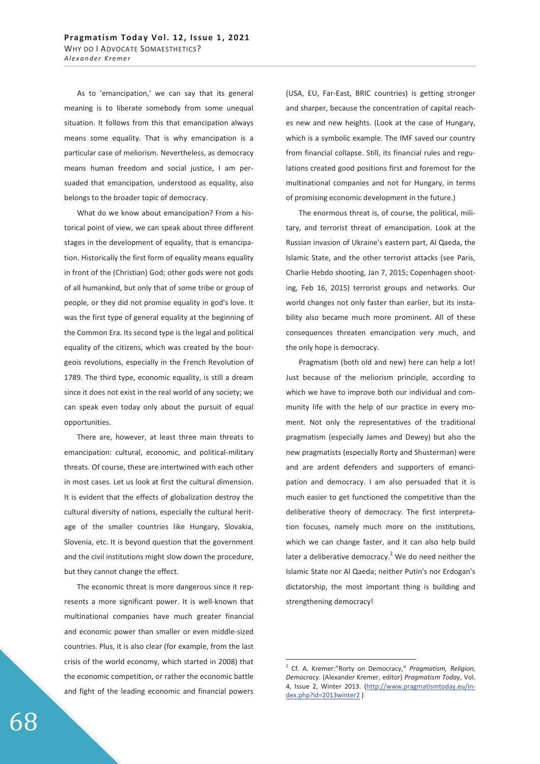As to 'emancipation,' we can say that its general meaning is to liberate somebody from some unequal situation. It follows from this that emancipation always means some equality. That is why emancipation is a particular case of meliorism. Nevertheless, as democracy means human freedom and social justice, I am persuaded that emancipation, understood as equality, also belongs to the broader topic of democracy.

What do we know about emancipation? From a historical point of view, we can speak about three different stages in the development of equality, that is emancipation. Historically the first form of equality means equality in front of the (Christian) God; other gods were not gods of all humankind, but only that of some tribe or group of people, or they did not promise equality in god's love. It was the first type of general equality at the beginning of the Common Era. Its second type is the legal and political equality of the citizens, which was created by the bourgeois revolutions, especially in the French Revolution of 1789. The third type, economic equality, is still a dream since it does not exist in the real world of any society; we can speak even today only about the pursuit of equal opportunities.

There are, however, at least three main threats to emancipation: cultural, economic, and political-military threats. Of course, these are intertwined with each other in most cases. Let us look at first the cultural dimension. It is evident that the effects of globalization destroy the cultural diversity of nations, especially the cultural heritage of the smaller countries like Hungary, Slovakia, Slovenia, etc. It is beyond question that the government and the civil institutions might slow down the procedure, but they cannot change the effect.

The economic threat is more dangerous since it represents a more significant power. It is well-known that multinational companies have much greater financial and economic power than smaller or even middle-sized countries. Plus, it is also clear (for example, from the last crisis of the world economy, which started in 2008) that the economic competition, or rather the economic battle and fight of the leading economic and financial powers (USA, EU, Far-East, BRIC countries) is getting stronger and sharper, because the concentration of capital reaches new and new heights. (Look at the case of Hungary, which is a symbolic example. The IMF saved our country from financial collapse. Still, its financial rules and regulations created good positions first and foremost for the multinational companies and not for Hungary, in terms of promising economic development in the future.)

The enormous threat is, of course, the political, military, and terrorist threat of emancipation. Look at the Russian invasion of Ukraine's eastern part, Al Qaeda, the Islamic State, and the other terrorist attacks (see Paris, Charlie Hebdo shooting, Jan 7, 2015; Copenhagen shooting, Feb 16, 2015) terrorist groups and networks. Our world changes not only faster than earlier, but its instability also became much more prominent. All of these consequences threaten emancipation very much, and the only hope is democracy.

Pragmatism (both old and new) here can help a lot! Just because of the meliorism principle, according to which we have to improve both our individual and community life with the help of our practice in every moment. Not only the representatives of the traditional pragmatism (especially James and Dewey) but also the new pragmatists (especially Rorty and Shusterman) were and are ardent defenders and supporters of emancipation and democracy. I am also persuaded that it is much easier to get functioned the competitive than the deliberative theory of democracy. The first interpretation focuses, namely much more on the institutions, which we can change faster, and it can also help build later a deliberative democracy.[2] We do need neither the Islamic State nor Al Qaeda; neither Putin's nor Erdogan's dictatorship, the most important thing is building and strengthening democracy!

---

[2] Cf. A. Kremer:"Rorty on Democracy," *Pragmatism, Religion, Democracy*. (Alexander Kremer, editor) *Pragmatism Today*, Vol. 4, Issue 2, Winter 2013. (http://www.pragmatismtoday.eu/index.php?id=2013winter2 )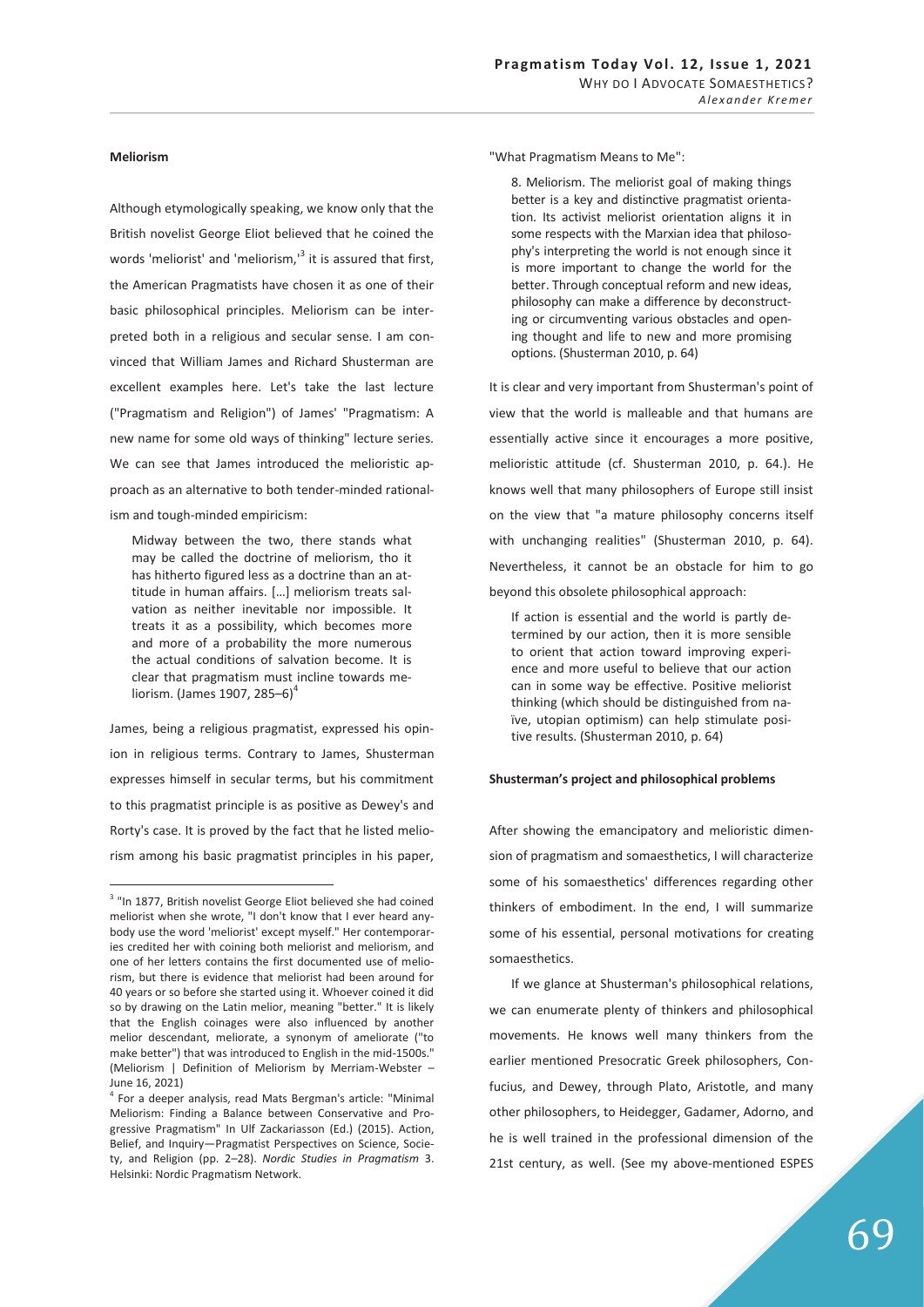### Meliorism

Although etymologically speaking, we know only that the British novelist George Eliot believed that he coined the words 'meliorist' and 'meliorism,'[3] it is assured that first, the American Pragmatists have chosen it as one of their basic philosophical principles. Meliorism can be interpreted both in a religious and secular sense. I am convinced that William James and Richard Shusterman are excellent examples here. Let's take the last lecture ("Pragmatism and Religion") of James' "Pragmatism: A new name for some old ways of thinking" lecture series. We can see that James introduced the melioristic approach as an alternative to both tender-minded rationalism and tough-minded empiricism:

> Midway between the two, there stands what may be called the doctrine of meliorism, tho it has hitherto figured less as a doctrine than an attitude in human affairs. […] meliorism treats salvation as neither inevitable nor impossible. It treats it as a possibility, which becomes more and more of a probability the more numerous the actual conditions of salvation become. It is clear that pragmatism must incline towards meliorism. (James 1907, 285–6)[4]

James, being a religious pragmatist, expressed his opinion in religious terms. Contrary to James, Shusterman expresses himself in secular terms, but his commitment to this pragmatist principle is as positive as Dewey's and Rorty's case. It is proved by the fact that he listed meliorism among his basic pragmatist principles in his paper, "What Pragmatism Means to Me":

> 8. Meliorism. The meliorist goal of making things better is a key and distinctive pragmatist orientation. Its activist meliorist orientation aligns it in some respects with the Marxian idea that philosophy's interpreting the world is not enough since it is more important to change the world for the better. Through conceptual reform and new ideas, philosophy can make a difference by deconstructing or circumventing various obstacles and opening thought and life to new and more promising options. (Shusterman 2010, p. 64)

It is clear and very important from Shusterman's point of view that the world is malleable and that humans are essentially active since it encourages a more positive, melioristic attitude (cf. Shusterman 2010, p. 64.). He knows well that many philosophers of Europe still insist on the view that "a mature philosophy concerns itself with unchanging realities" (Shusterman 2010, p. 64). Nevertheless, it cannot be an obstacle for him to go beyond this obsolete philosophical approach:

> If action is essential and the world is partly determined by our action, then it is more sensible to orient that action toward improving experience and more useful to believe that our action can in some way be effective. Positive meliorist thinking (which should be distinguished from naïve, utopian optimism) can help stimulate positive results. (Shusterman 2010, p. 64)

### Shusterman's project and philosophical problems

After showing the emancipatory and melioristic dimension of pragmatism and somaesthetics, I will characterize some of his somaesthetics' differences regarding other thinkers of embodiment. In the end, I will summarize some of his essential, personal motivations for creating somaesthetics.

If we glance at Shusterman's philosophical relations, we can enumerate plenty of thinkers and philosophical movements. He knows well many thinkers from the earlier mentioned Presocratic Greek philosophers, Confucius, and Dewey, through Plato, Aristotle, and many other philosophers, to Heidegger, Gadamer, Adorno, and he is well trained in the professional dimension of the 21st century, as well. (See my above-mentioned ESPES

---

[3] "In 1877, British novelist George Eliot believed she had coined meliorist when she wrote, "I don't know that I ever heard anybody use the word 'meliorist' except myself." Her contemporaries credited her with coining both meliorist and meliorism, and one of her letters contains the first documented use of meliorism, but there is evidence that meliorist had been around for 40 years or so before she started using it. Whoever coined it did so by drawing on the Latin melior, meaning "better." It is likely that the English coinages were also influenced by another melior descendant, meliorate, a synonym of ameliorate ("to make better") that was introduced to English in the mid-1500s." (Meliorism | Definition of Meliorism by Merriam-Webster – June 16, 2021)

[4] For a deeper analysis, read Mats Bergman's article: "Minimal Meliorism: Finding a Balance between Conservative and Progressive Pragmatism" In Ulf Zackariasson (Ed.) (2015). Action, Belief, and Inquiry—Pragmatist Perspectives on Science, Society, and Religion (pp. 2–28). *Nordic Studies in Pragmatism* 3. Helsinki: Nordic Pragmatism Network.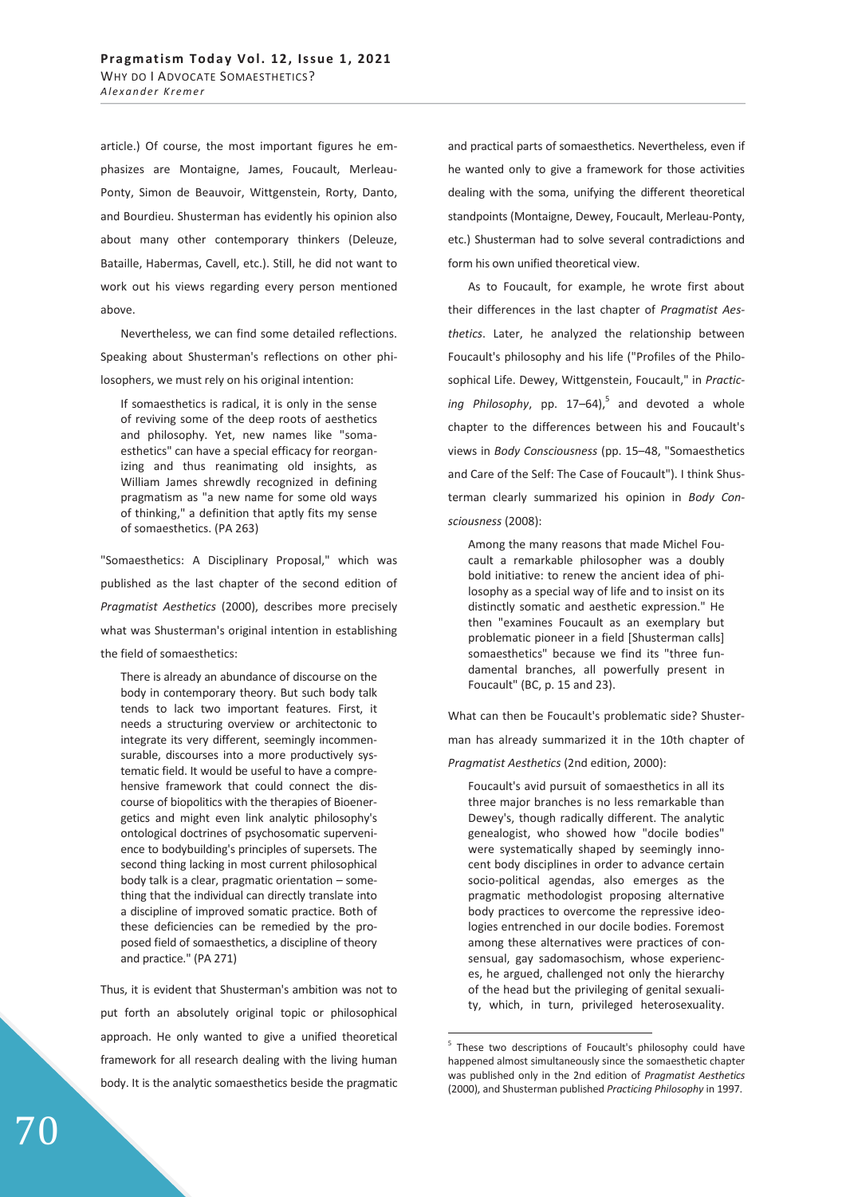article.) Of course, the most important figures he emphasizes are Montaigne, James, Foucault, Merleau-Ponty, Simon de Beauvoir, Wittgenstein, Rorty, Danto, and Bourdieu. Shusterman has evidently his opinion also about many other contemporary thinkers (Deleuze, Bataille, Habermas, Cavell, etc.). Still, he did not want to work out his views regarding every person mentioned above.

Nevertheless, we can find some detailed reflections. Speaking about Shusterman's reflections on other philosophers, we must rely on his original intention:

> If somaesthetics is radical, it is only in the sense of reviving some of the deep roots of aesthetics and philosophy. Yet, new names like "somaesthetics" can have a special efficacy for reorganizing and thus reanimating old insights, as William James shrewdly recognized in defining pragmatism as "a new name for some old ways of thinking," a definition that aptly fits my sense of somaesthetics. (PA 263)

"Somaesthetics: A Disciplinary Proposal," which was published as the last chapter of the second edition of *Pragmatist Aesthetics* (2000), describes more precisely what was Shusterman's original intention in establishing the field of somaesthetics:

> There is already an abundance of discourse on the body in contemporary theory. But such body talk tends to lack two important features. First, it needs a structuring overview or architectonic to integrate its very different, seemingly incommensurable, discourses into a more productively systematic field. It would be useful to have a comprehensive framework that could connect the discourse of biopolitics with the therapies of Bioenergetics and might even link analytic philosophy's ontological doctrines of psychosomatic supervenience to bodybuilding's principles of supersets. The second thing lacking in most current philosophical body talk is a clear, pragmatic orientation – something that the individual can directly translate into a discipline of improved somatic practice. Both of these deficiencies can be remedied by the proposed field of somaesthetics, a discipline of theory and practice." (PA 271)

Thus, it is evident that Shusterman's ambition was not to put forth an absolutely original topic or philosophical approach. He only wanted to give a unified theoretical framework for all research dealing with the living human body. It is the analytic somaesthetics beside the pragmatic and practical parts of somaesthetics. Nevertheless, even if he wanted only to give a framework for those activities dealing with the soma, unifying the different theoretical standpoints (Montaigne, Dewey, Foucault, Merleau-Ponty, etc.) Shusterman had to solve several contradictions and form his own unified theoretical view.

As to Foucault, for example, he wrote first about their differences in the last chapter of *Pragmatist Aesthetics*. Later, he analyzed the relationship between Foucault's philosophy and his life ("Profiles of the Philosophical Life. Dewey, Wittgenstein, Foucault," in *Practicing Philosophy*, pp. 17–64),[5] and devoted a whole chapter to the differences between his and Foucault's views in *Body Consciousness* (pp. 15–48, "Somaesthetics and Care of the Self: The Case of Foucault"). I think Shusterman clearly summarized his opinion in *Body Consciousness* (2008):

> Among the many reasons that made Michel Foucault a remarkable philosopher was a doubly bold initiative: to renew the ancient idea of philosophy as a special way of life and to insist on its distinctly somatic and aesthetic expression." He then "examines Foucault as an exemplary but problematic pioneer in a field [Shusterman calls] somaesthetics" because we find its "three fundamental branches, all powerfully present in Foucault" (BC, p. 15 and 23).

What can then be Foucault's problematic side? Shusterman has already summarized it in the 10th chapter of *Pragmatist Aesthetics* (2nd edition, 2000):

> Foucault's avid pursuit of somaesthetics in all its three major branches is no less remarkable than Dewey's, though radically different. The analytic genealogist, who showed how "docile bodies" were systematically shaped by seemingly innocent body disciplines in order to advance certain socio-political agendas, also emerges as the pragmatic methodologist proposing alternative body practices to overcome the repressive ideologies entrenched in our docile bodies. Foremost among these alternatives were practices of consensual, gay sadomasochism, whose experiences, he argued, challenged not only the hierarchy of the head but the privileging of genital sexuality, which, in turn, privileged heterosexuality.

[5] These two descriptions of Foucault's philosophy could have happened almost simultaneously since the somaesthetic chapter was published only in the 2nd edition of *Pragmatist Aesthetics* (2000), and Shusterman published *Practicing Philosophy* in 1997.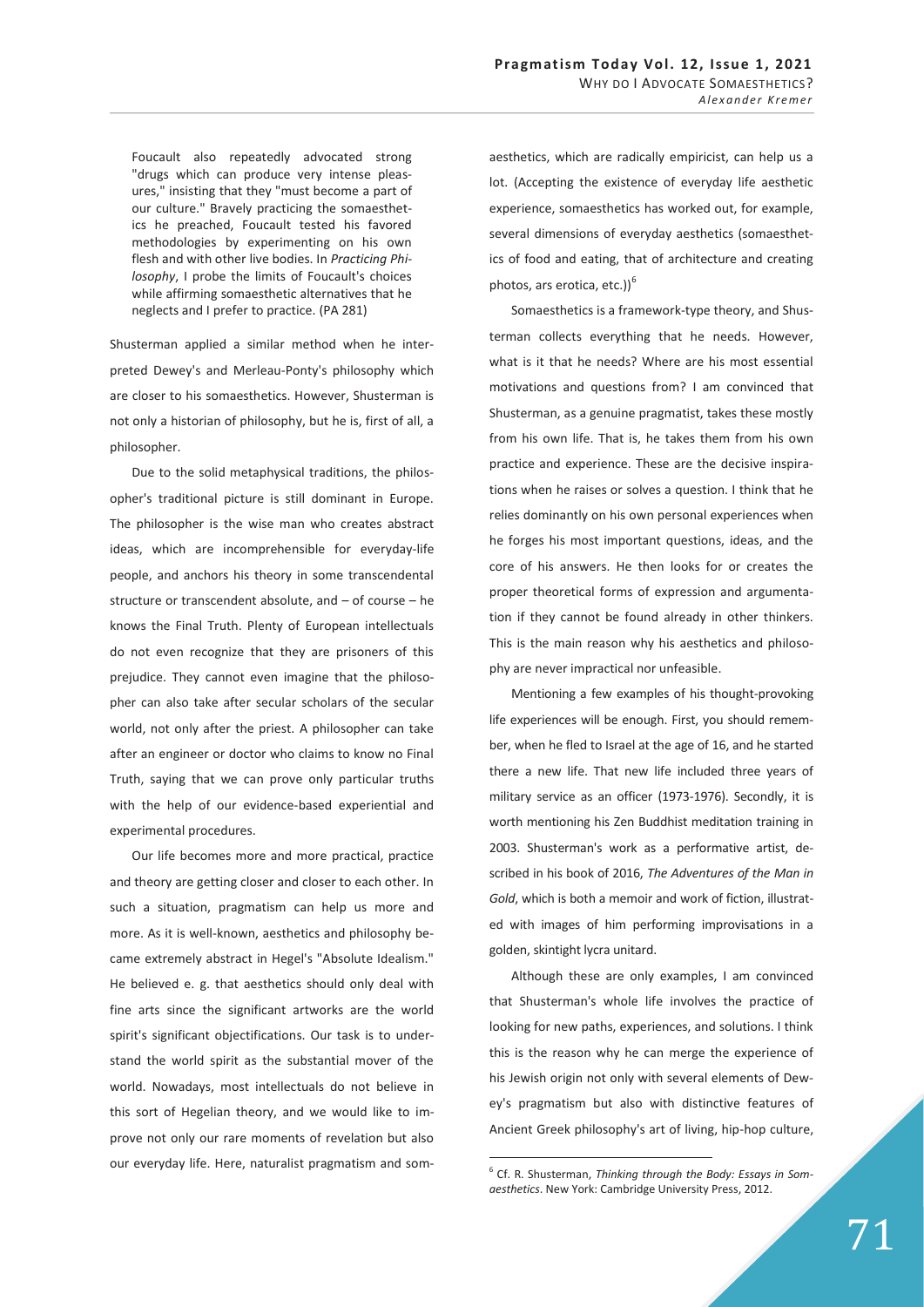> Foucault also repeatedly advocated strong "drugs which can produce very intense pleasures," insisting that they "must become a part of our culture." Bravely practicing the somaesthetics he preached, Foucault tested his favored methodologies by experimenting on his own flesh and with other live bodies. In *Practicing Philosophy*, I probe the limits of Foucault's choices while affirming somaesthetic alternatives that he neglects and I prefer to practice. (PA 281)

Shusterman applied a similar method when he interpreted Dewey's and Merleau-Ponty's philosophy which are closer to his somaesthetics. However, Shusterman is not only a historian of philosophy, but he is, first of all, a philosopher.

Due to the solid metaphysical traditions, the philosopher's traditional picture is still dominant in Europe. The philosopher is the wise man who creates abstract ideas, which are incomprehensible for everyday-life people, and anchors his theory in some transcendental structure or transcendent absolute, and – of course – he knows the Final Truth. Plenty of European intellectuals do not even recognize that they are prisoners of this prejudice. They cannot even imagine that the philosopher can also take after secular scholars of the secular world, not only after the priest. A philosopher can take after an engineer or doctor who claims to know no Final Truth, saying that we can prove only particular truths with the help of our evidence-based experiential and experimental procedures.

Our life becomes more and more practical, practice and theory are getting closer and closer to each other. In such a situation, pragmatism can help us more and more. As it is well-known, aesthetics and philosophy became extremely abstract in Hegel's "Absolute Idealism." He believed e. g. that aesthetics should only deal with fine arts since the significant artworks are the world spirit's significant objectifications. Our task is to understand the world spirit as the substantial mover of the world. Nowadays, most intellectuals do not believe in this sort of Hegelian theory, and we would like to improve not only our rare moments of revelation but also our everyday life. Here, naturalist pragmatism and somaesthetics, which are radically empiricist, can help us a lot. (Accepting the existence of everyday life aesthetic experience, somaesthetics has worked out, for example, several dimensions of everyday aesthetics (somaesthetics of food and eating, that of architecture and creating photos, ars erotica, etc.))[6]

Somaesthetics is a framework-type theory, and Shusterman collects everything that he needs. However, what is it that he needs? Where are his most essential motivations and questions from? I am convinced that Shusterman, as a genuine pragmatist, takes these mostly from his own life. That is, he takes them from his own practice and experience. These are the decisive inspirations when he raises or solves a question. I think that he relies dominantly on his own personal experiences when he forges his most important questions, ideas, and the core of his answers. He then looks for or creates the proper theoretical forms of expression and argumentation if they cannot be found already in other thinkers. This is the main reason why his aesthetics and philosophy are never impractical nor unfeasible.

Mentioning a few examples of his thought-provoking life experiences will be enough. First, you should remember, when he fled to Israel at the age of 16, and he started there a new life. That new life included three years of military service as an officer (1973-1976). Secondly, it is worth mentioning his Zen Buddhist meditation training in 2003. Shusterman's work as a performative artist, described in his book of 2016, *The Adventures of the Man in Gold*, which is both a memoir and work of fiction, illustrated with images of him performing improvisations in a golden, skintight lycra unitard.

Although these are only examples, I am convinced that Shusterman's whole life involves the practice of looking for new paths, experiences, and solutions. I think this is the reason why he can merge the experience of his Jewish origin not only with several elements of Dewey's pragmatism but also with distinctive features of Ancient Greek philosophy's art of living, hip-hop culture,

---

[6] Cf. R. Shusterman, *Thinking through the Body: Essays in Somaesthetics*. New York: Cambridge University Press, 2012.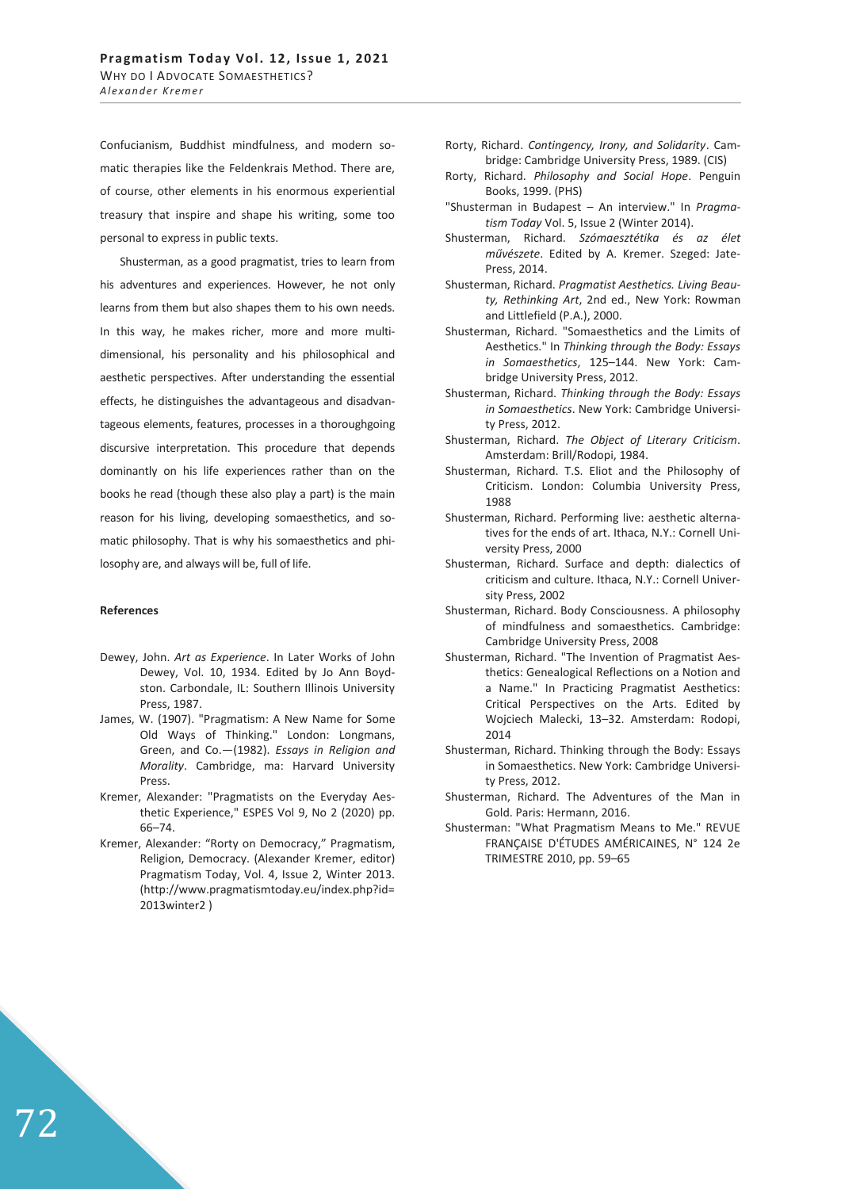Confucianism, Buddhist mindfulness, and modern somatic therapies like the Feldenkrais Method. There are, of course, other elements in his enormous experiential treasury that inspire and shape his writing, some too personal to express in public texts.

Shusterman, as a good pragmatist, tries to learn from his adventures and experiences. However, he not only learns from them but also shapes them to his own needs. In this way, he makes richer, more and more multidimensional, his personality and his philosophical and aesthetic perspectives. After understanding the essential effects, he distinguishes the advantageous and disadvantageous elements, features, processes in a thoroughgoing discursive interpretation. This procedure that depends dominantly on his life experiences rather than on the books he read (though these also play a part) is the main reason for his living, developing somaesthetics, and somatic philosophy. That is why his somaesthetics and philosophy are, and always will be, full of life.

**References**

Dewey, John. *Art as Experience*. In Later Works of John Dewey, Vol. 10, 1934. Edited by Jo Ann Boydston. Carbondale, IL: Southern Illinois University Press, 1987.

James, W. (1907). "Pragmatism: A New Name for Some Old Ways of Thinking." London: Longmans, Green, and Co.—(1982). *Essays in Religion and Morality*. Cambridge, ma: Harvard University Press.

Kremer, Alexander: "Pragmatists on the Everyday Aesthetic Experience," ESPES Vol 9, No 2 (2020) pp. 66–74.

Kremer, Alexander: "Rorty on Democracy," Pragmatism, Religion, Democracy. (Alexander Kremer, editor) Pragmatism Today, Vol. 4, Issue 2, Winter 2013. (http://www.pragmatismtoday.eu/index.php?id=2013winter2 )

Rorty, Richard. *Contingency, Irony, and Solidarity*. Cambridge: Cambridge University Press, 1989. (CIS)

Rorty, Richard. *Philosophy and Social Hope*. Penguin Books, 1999. (PHS)

"Shusterman in Budapest – An interview." In *Pragmatism Today* Vol. 5, Issue 2 (Winter 2014).

Shusterman, Richard. *Szómaesztétika és az élet művészete*. Edited by A. Kremer. Szeged: Jate-Press, 2014.

Shusterman, Richard. *Pragmatist Aesthetics. Living Beauty, Rethinking Art*, 2nd ed., New York: Rowman and Littlefield (P.A.), 2000.

Shusterman, Richard. "Somaesthetics and the Limits of Aesthetics." In *Thinking through the Body: Essays in Somaesthetics*, 125–144. New York: Cambridge University Press, 2012.

Shusterman, Richard. *Thinking through the Body: Essays in Somaesthetics*. New York: Cambridge University Press, 2012.

Shusterman, Richard. *The Object of Literary Criticism*. Amsterdam: Brill/Rodopi, 1984.

Shusterman, Richard. T.S. Eliot and the Philosophy of Criticism. London: Columbia University Press, 1988

Shusterman, Richard. Performing live: aesthetic alternatives for the ends of art. Ithaca, N.Y.: Cornell University Press, 2000

Shusterman, Richard. Surface and depth: dialectics of criticism and culture. Ithaca, N.Y.: Cornell University Press, 2002

Shusterman, Richard. Body Consciousness. A philosophy of mindfulness and somaesthetics. Cambridge: Cambridge University Press, 2008

Shusterman, Richard. "The Invention of Pragmatist Aesthetics: Genealogical Reflections on a Notion and a Name." In Practicing Pragmatist Aesthetics: Critical Perspectives on the Arts. Edited by Wojciech Malecki, 13–32. Amsterdam: Rodopi, 2014

Shusterman, Richard. Thinking through the Body: Essays in Somaesthetics. New York: Cambridge University Press, 2012.

Shusterman, Richard. The Adventures of the Man in Gold. Paris: Hermann, 2016.

Shusterman: "What Pragmatism Means to Me." REVUE FRANÇAISE D'ÉTUDES AMÉRICAINES, N° 124 2e TRIMESTRE 2010, pp. 59–65